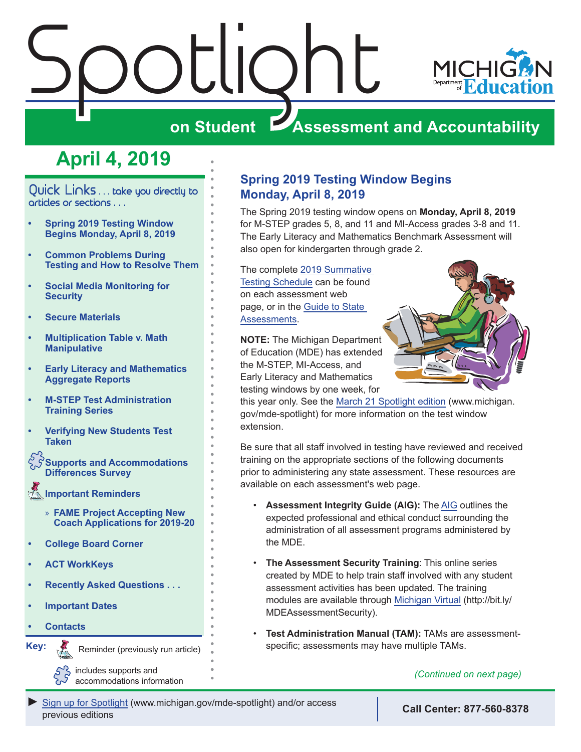# Spotlight on Student Assessment and Accountability

Michigan Department of Education

## April 4, 2019

**Quick Links** . . . take you directly to articles or sections . . .

- Spring 2019 Testing Window Begins Monday, April 8, 2019
- Common Problems During Testing and How to Resolve Them
- Social Media Monitoring for Security
- Secure Materials
- Multiplication Table v. Math Manipulative
- Early Literacy and Mathematics Aggregate Reports
- M-STEP Test Administration Training Series
- Verifying New Students Test Taken
- Supports and Accommodations Differences Survey
- Important Reminders
  - » FAME Project Accepting New Coach Applications for 2019-20
- College Board Corner
- ACT WorkKeys
- Recently Asked Questions . . .
- Important Dates
- Contacts

**Key:**

Reminder (previously run article)

includes supports and accommodations information

## Spring 2019 Testing Window Begins Monday, April 8, 2019

The Spring 2019 testing window opens on **Monday, April 8, 2019** for M-STEP grades 5, 8, and 11 and MI-Access grades 3-8 and 11. The Early Literacy and Mathematics Benchmark Assessment will also open for kindergarten through grade 2.

The complete 2019 Summative Testing Schedule can be found on each assessment web page, or in the Guide to State Assessments.

**NOTE:** The Michigan Department of Education (MDE) has extended the M-STEP, MI-Access, and Early Literacy and Mathematics testing windows by one week, for this year only. See the March 21 Spotlight edition (www.michigan.gov/mde-spotlight) for more information on the test window extension.

Be sure that all staff involved in testing have reviewed and received training on the appropriate sections of the following documents prior to administering any state assessment. These resources are available on each assessment's web page.

- **Assessment Integrity Guide (AIG):** The AIG outlines the expected professional and ethical conduct surrounding the administration of all assessment programs administered by the MDE.
- **The Assessment Security Training**: This online series created by MDE to help train staff involved with any student assessment activities has been updated. The training modules are available through Michigan Virtual (http://bit.ly/MDEAssessmentSecurity).
- **Test Administration Manual (TAM):** TAMs are assessment-specific; assessments may have multiple TAMs.

*(Continued on next page)*

► Sign up for Spotlight (www.michigan.gov/mde-spotlight) and/or access previous editions

**Call Center: 877-560-8378**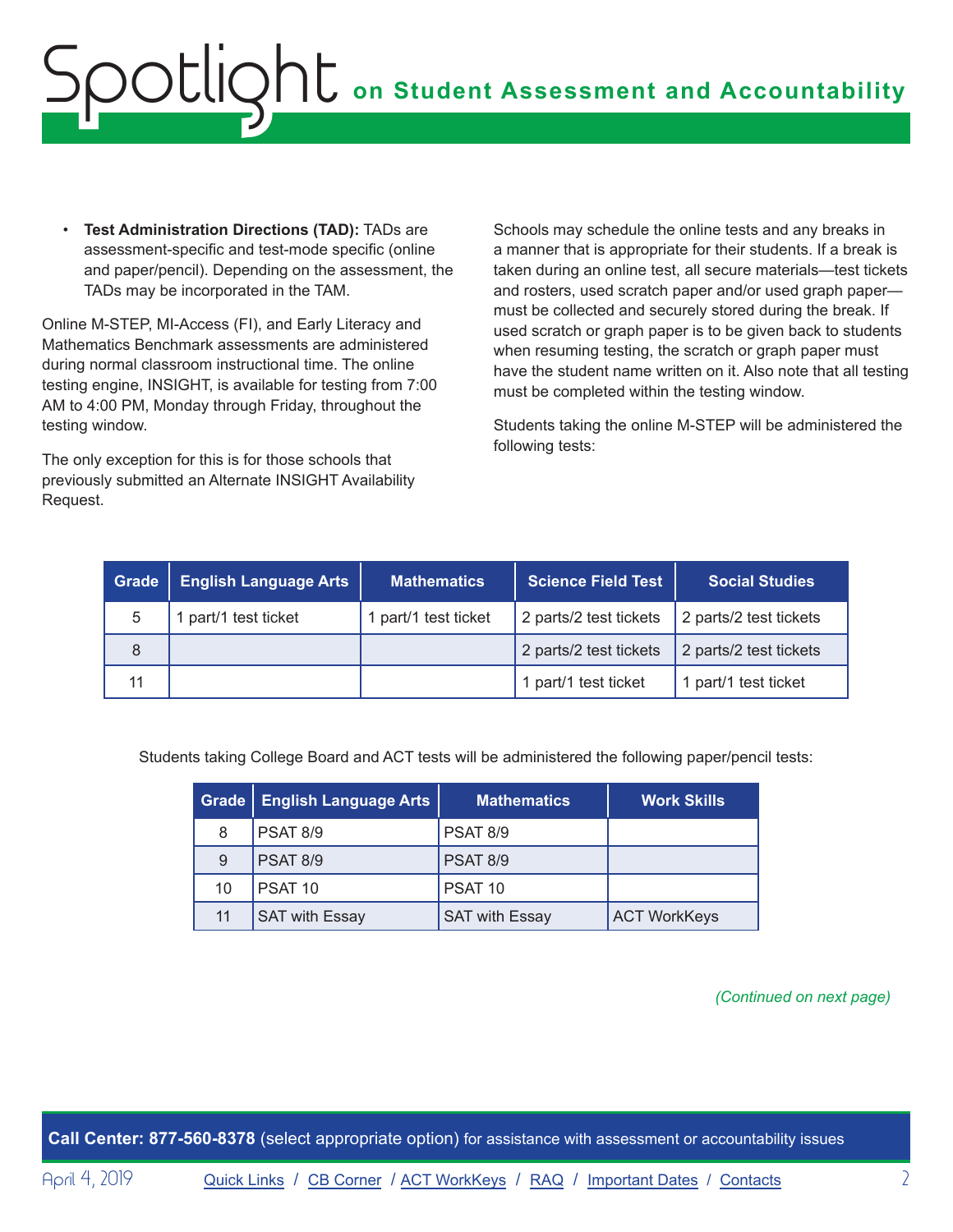- **Test Administration Directions (TAD):** TADs are assessment-specific and test-mode specific (online and paper/pencil). Depending on the assessment, the TADs may be incorporated in the TAM.

Online M-STEP, MI-Access (FI), and Early Literacy and Mathematics Benchmark assessments are administered during normal classroom instructional time. The online testing engine, INSIGHT, is available for testing from 7:00 AM to 4:00 PM, Monday through Friday, throughout the testing window.

The only exception for this is for those schools that previously submitted an Alternate INSIGHT Availability Request.

Schools may schedule the online tests and any breaks in a manner that is appropriate for their students. If a break is taken during an online test, all secure materials—test tickets and rosters, used scratch paper and/or used graph paper—must be collected and securely stored during the break. If used scratch or graph paper is to be given back to students when resuming testing, the scratch or graph paper must have the student name written on it. Also note that all testing must be completed within the testing window.

Students taking the online M-STEP will be administered the following tests:

| Grade | English Language Arts | Mathematics | Science Field Test | Social Studies |
|---|---|---|---|---|
| 5 | 1 part/1 test ticket | 1 part/1 test ticket | 2 parts/2 test tickets | 2 parts/2 test tickets |
| 8 | | | 2 parts/2 test tickets | 2 parts/2 test tickets |
| 11 | | | 1 part/1 test ticket | 1 part/1 test ticket |

Students taking College Board and ACT tests will be administered the following paper/pencil tests:

| Grade | English Language Arts | Mathematics | Work Skills |
|---|---|---|---|
| 8 | PSAT 8/9 | PSAT 8/9 | |
| 9 | PSAT 8/9 | PSAT 8/9 | |
| 10 | PSAT 10 | PSAT 10 | |
| 11 | SAT with Essay | SAT with Essay | ACT WorkKeys |

*(Continued on next page)*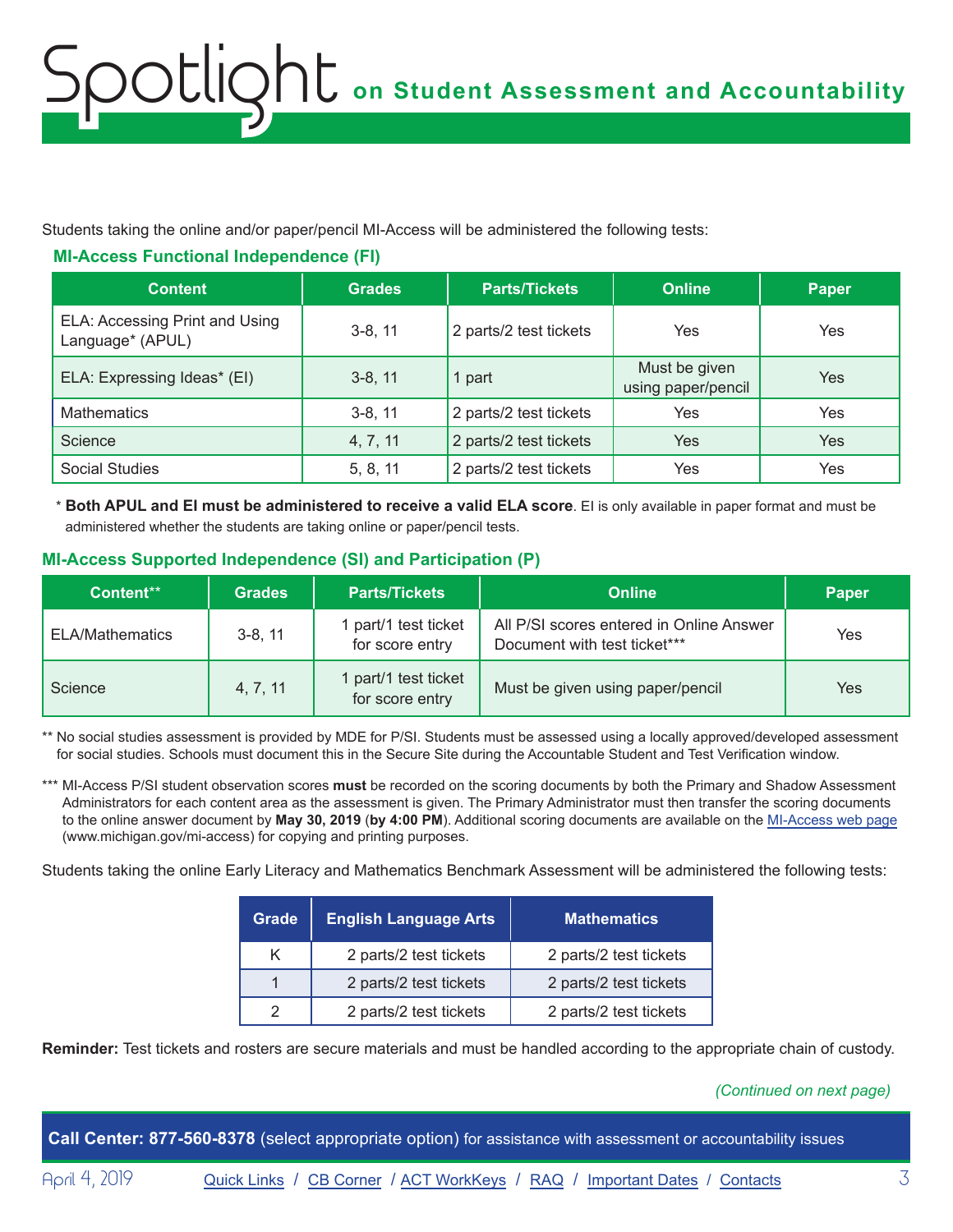Students taking the online and/or paper/pencil MI-Access will be administered the following tests:

### MI-Access Functional Independence (FI)

| Content | Grades | Parts/Tickets | Online | Paper |
|---|---|---|---|---|
| ELA: Accessing Print and Using Language* (APUL) | 3-8, 11 | 2 parts/2 test tickets | Yes | Yes |
| ELA: Expressing Ideas* (EI) | 3-8, 11 | 1 part | Must be given using paper/pencil | Yes |
| Mathematics | 3-8, 11 | 2 parts/2 test tickets | Yes | Yes |
| Science | 4, 7, 11 | 2 parts/2 test tickets | Yes | Yes |
| Social Studies | 5, 8, 11 | 2 parts/2 test tickets | Yes | Yes |

\* **Both APUL and EI must be administered to receive a valid ELA score**. EI is only available in paper format and must be administered whether the students are taking online or paper/pencil tests.

### MI-Access Supported Independence (SI) and Participation (P)

| Content** | Grades | Parts/Tickets | Online | Paper |
|---|---|---|---|---|
| ELA/Mathematics | 3-8, 11 | 1 part/1 test ticket for score entry | All P/SI scores entered in Online Answer Document with test ticket*** | Yes |
| Science | 4, 7, 11 | 1 part/1 test ticket for score entry | Must be given using paper/pencil | Yes |

** No social studies assessment is provided by MDE for P/SI. Students must be assessed using a locally approved/developed assessment for social studies. Schools must document this in the Secure Site during the Accountable Student and Test Verification window.

*** MI-Access P/SI student observation scores **must** be recorded on the scoring documents by both the Primary and Shadow Assessment Administrators for each content area as the assessment is given. The Primary Administrator must then transfer the scoring documents to the online answer document by **May 30, 2019** (**by 4:00 PM**). Additional scoring documents are available on the MI-Access web page (www.michigan.gov/mi-access) for copying and printing purposes.

Students taking the online Early Literacy and Mathematics Benchmark Assessment will be administered the following tests:

| Grade | English Language Arts | Mathematics |
|---|---|---|
| K | 2 parts/2 test tickets | 2 parts/2 test tickets |
| 1 | 2 parts/2 test tickets | 2 parts/2 test tickets |
| 2 | 2 parts/2 test tickets | 2 parts/2 test tickets |

**Reminder:** Test tickets and rosters are secure materials and must be handled according to the appropriate chain of custody.

*(Continued on next page)*

**Call Center: 877-560-8378** (select appropriate option) for assistance with assessment or accountability issues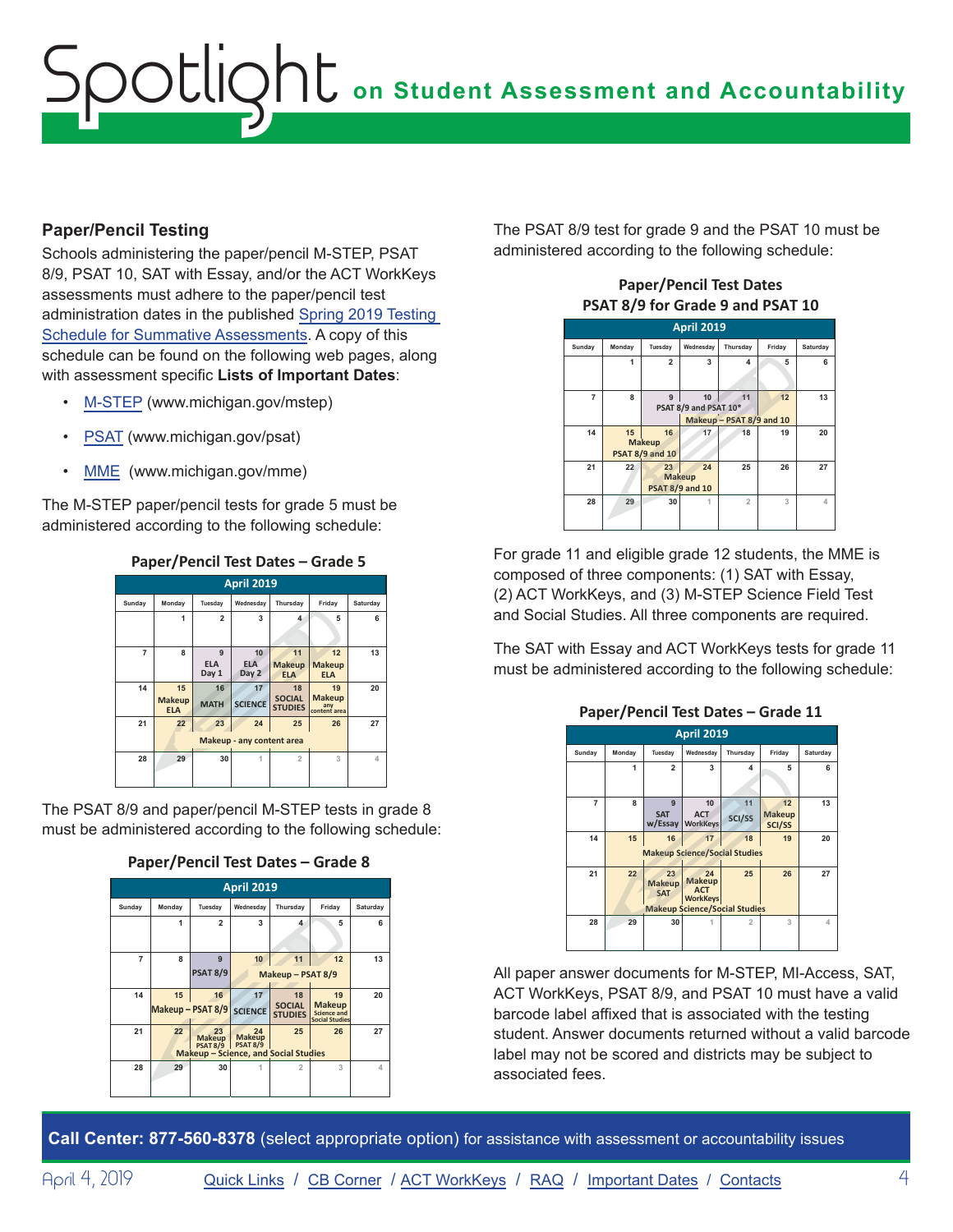## Paper/Pencil Testing

Schools administering the paper/pencil M-STEP, PSAT 8/9, PSAT 10, SAT with Essay, and/or the ACT WorkKeys assessments must adhere to the paper/pencil test administration dates in the published Spring 2019 Testing Schedule for Summative Assessments. A copy of this schedule can be found on the following web pages, along with assessment specific **Lists of Important Dates**:

- M-STEP (www.michigan.gov/mstep)
- PSAT (www.michigan.gov/psat)
- MME (www.michigan.gov/mme)

The M-STEP paper/pencil tests for grade 5 must be administered according to the following schedule:

**Paper/Pencil Test Dates – Grade 5**

| April 2019 | | | | | | |
|---|---|---|---|---|---|---|
| Sunday | Monday | Tuesday | Wednesday | Thursday | Friday | Saturday |
| | 1 | 2 | 3 | 4 | 5 | 6 |
| 7 | 8 | 9 ELA Day 1 | 10 ELA Day 2 | 11 Makeup ELA | 12 Makeup ELA | 13 |
| 14 | 15 Makeup ELA | 16 MATH | 17 SCIENCE | 18 SOCIAL STUDIES | 19 Makeup any content area | 20 |
| 21 | 22 Makeup - any content area | 23 Makeup - any content area | 24 Makeup - any content area | 25 Makeup - any content area | 26 Makeup - any content area | 27 |
| 28 | 29 | 30 | 1 | 2 | 3 | 4 |

The PSAT 8/9 and paper/pencil M-STEP tests in grade 8 must be administered according to the following schedule:

**Paper/Pencil Test Dates – Grade 8**

| April 2019 | | | | | | |
|---|---|---|---|---|---|---|
| Sunday | Monday | Tuesday | Wednesday | Thursday | Friday | Saturday |
| | 1 | 2 | 3 | 4 | 5 | 6 |
| 7 | 8 | 9 PSAT 8/9 | 10 Makeup – PSAT 8/9 | 11 Makeup – PSAT 8/9 | 12 Makeup – PSAT 8/9 | 13 |
| 14 | 15 Makeup – PSAT 8/9 | 16 Makeup – PSAT 8/9 | 17 SCIENCE | 18 SOCIAL STUDIES | 19 Makeup Science and Social Studies | 20 |
| 21 | 22 Makeup – Science, and Social Studies | 23 Makeup PSAT 8/9; Makeup – Science, and Social Studies | 24 Makeup PSAT 8/9; Makeup – Science, and Social Studies | 25 Makeup – Science, and Social Studies | 26 Makeup – Science, and Social Studies | 27 |
| 28 | 29 | 30 | 1 | 2 | 3 | 4 |

The PSAT 8/9 test for grade 9 and the PSAT 10 must be administered according to the following schedule:

**Paper/Pencil Test Dates PSAT 8/9 for Grade 9 and PSAT 10**

| April 2019 | | | | | | |
|---|---|---|---|---|---|---|
| Sunday | Monday | Tuesday | Wednesday | Thursday | Friday | Saturday |
| | 1 | 2 | 3 | 4 | 5 | 6 |
| 7 | 8 | 9 PSAT 8/9 and PSAT 10* | 10 PSAT 8/9 and PSAT 10* | 11 Makeup – PSAT 8/9 and 10 | 12 Makeup – PSAT 8/9 and 10 | 13 |
| 14 | 15 Makeup PSAT 8/9 and 10 | 16 Makeup PSAT 8/9 and 10 | 17 | 18 | 19 | 20 |
| 21 | 22 | 23 Makeup PSAT 8/9 and 10 | 24 Makeup PSAT 8/9 and 10 | 25 | 26 | 27 |
| 28 | 29 | 30 | 1 | 2 | 3 | 4 |

For grade 11 and eligible grade 12 students, the MME is composed of three components: (1) SAT with Essay, (2) ACT WorkKeys, and (3) M-STEP Science Field Test and Social Studies. All three components are required.

The SAT with Essay and ACT WorkKeys tests for grade 11 must be administered according to the following schedule:

**Paper/Pencil Test Dates – Grade 11**

| April 2019 | | | | | | |
|---|---|---|---|---|---|---|
| Sunday | Monday | Tuesday | Wednesday | Thursday | Friday | Saturday |
| | 1 | 2 | 3 | 4 | 5 | 6 |
| 7 | 8 | 9 SAT w/Essay | 10 ACT WorkKeys | 11 SCI/SS | 12 Makeup SCI/SS | 13 |
| 14 | 15 Makeup Science/Social Studies | 16 Makeup Science/Social Studies | 17 Makeup Science/Social Studies | 18 Makeup Science/Social Studies | 19 Makeup Science/Social Studies | 20 |
| 21 | 22 Makeup Science/Social Studies | 23 Makeup SAT; Makeup Science/Social Studies | 24 Makeup ACT WorkKeys; Makeup Science/Social Studies | 25 Makeup Science/Social Studies | 26 Makeup Science/Social Studies | 27 |
| 28 | 29 | 30 | 1 | 2 | 3 | 4 |

All paper answer documents for M-STEP, MI-Access, SAT, ACT WorkKeys, PSAT 8/9, and PSAT 10 must have a valid barcode label affixed that is associated with the testing student. Answer documents returned without a valid barcode label may not be scored and districts may be subject to associated fees.

**Call Center: 877-560-8378** (select appropriate option) for assistance with assessment or accountability issues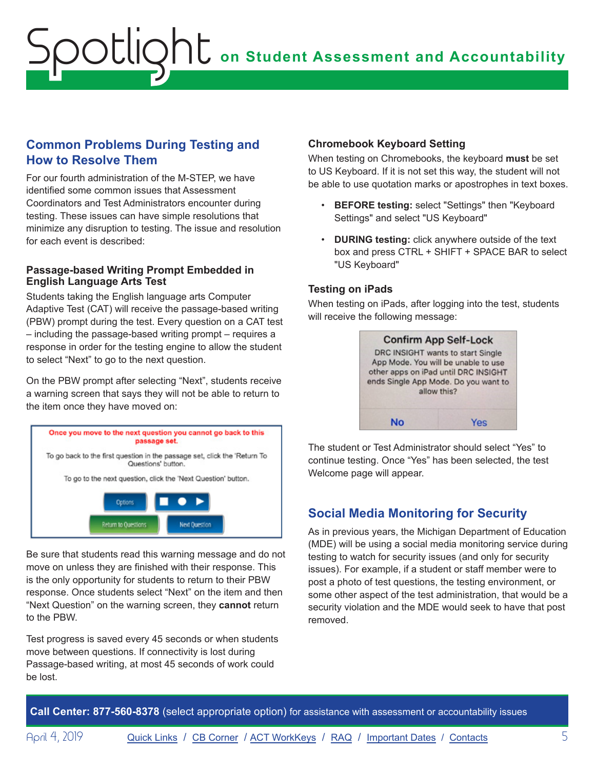## Common Problems During Testing and How to Resolve Them

For our fourth administration of the M-STEP, we have identified some common issues that Assessment Coordinators and Test Administrators encounter during testing. These issues can have simple resolutions that minimize any disruption to testing. The issue and resolution for each event is described:

### Passage-based Writing Prompt Embedded in English Language Arts Test

Students taking the English language arts Computer Adaptive Test (CAT) will receive the passage-based writing (PBW) prompt during the test. Every question on a CAT test – including the passage-based writing prompt – requires a response in order for the testing engine to allow the student to select "Next" to go to the next question.

On the PBW prompt after selecting "Next", students receive a warning screen that says they will not be able to return to the item once they have moved on:

Once you move to the next question you cannot go back to this passage set.

To go back to the first question in the passage set, click the 'Return To Questions' button.

To go to the next question, click the 'Next Question' button.

Options | Return to Questions | Next Question

Be sure that students read this warning message and do not move on unless they are finished with their response. This is the only opportunity for students to return to their PBW response. Once students select "Next" on the item and then "Next Question" on the warning screen, they **cannot** return to the PBW.

Test progress is saved every 45 seconds or when students move between questions. If connectivity is lost during Passage-based writing, at most 45 seconds of work could be lost.

### Chromebook Keyboard Setting

When testing on Chromebooks, the keyboard **must** be set to US Keyboard. If it is not set this way, the student will not be able to use quotation marks or apostrophes in text boxes.

- **BEFORE testing:** select "Settings" then "Keyboard Settings" and select "US Keyboard"
- **DURING testing:** click anywhere outside of the text box and press CTRL + SHIFT + SPACE BAR to select "US Keyboard"

### Testing on iPads

When testing on iPads, after logging into the test, students will receive the following message:

**Confirm App Self-Lock**

DRC INSIGHT wants to start Single App Mode. You will be unable to use other apps on iPad until DRC INSIGHT ends Single App Mode. Do you want to allow this?

No | Yes

The student or Test Administrator should select "Yes" to continue testing. Once "Yes" has been selected, the test Welcome page will appear.

## Social Media Monitoring for Security

As in previous years, the Michigan Department of Education (MDE) will be using a social media monitoring service during testing to watch for security issues (and only for security issues). For example, if a student or staff member were to post a photo of test questions, the testing environment, or some other aspect of the test administration, that would be a security violation and the MDE would seek to have that post removed.

**Call Center: 877-560-8378** (select appropriate option) for assistance with assessment or accountability issues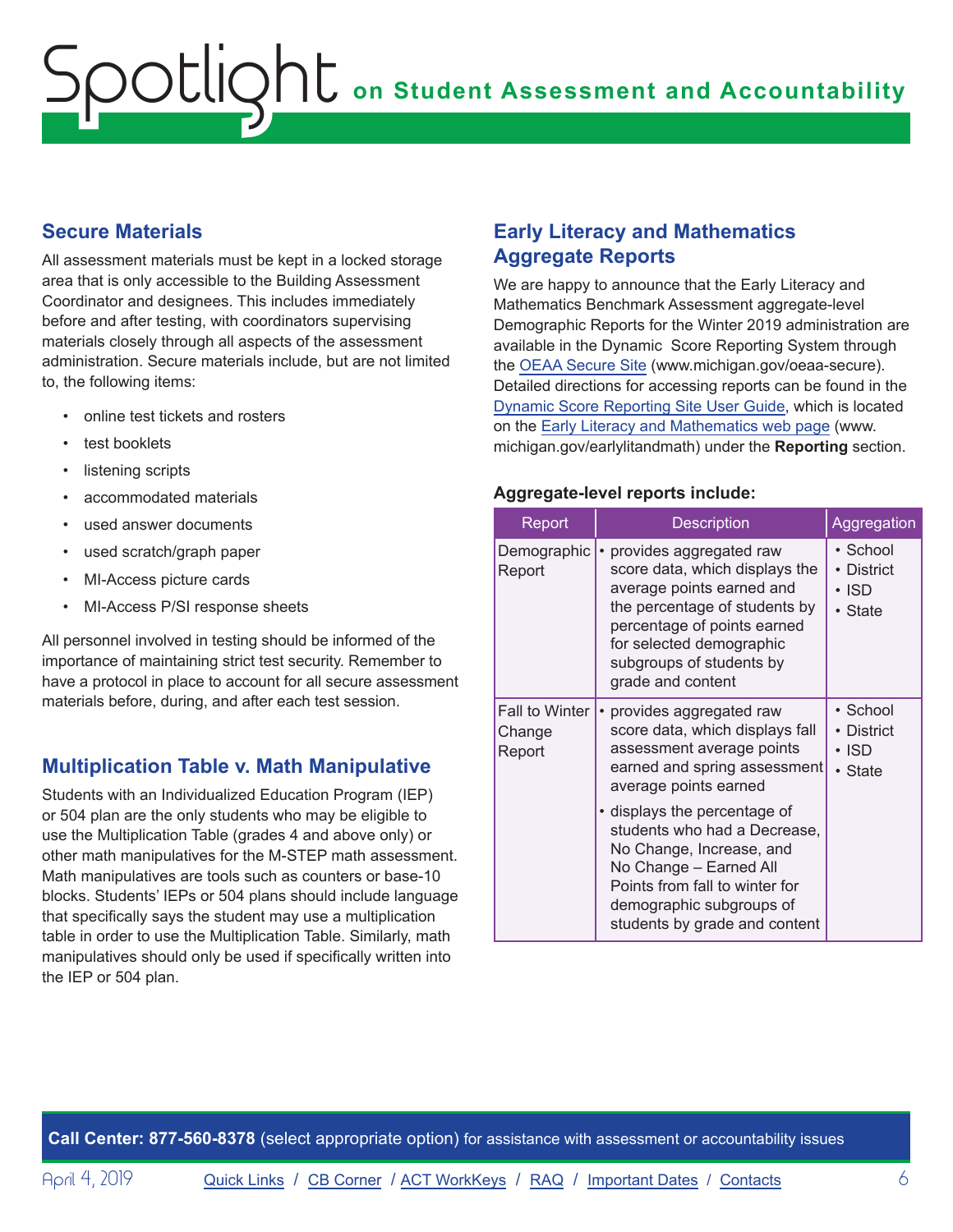## Secure Materials

All assessment materials must be kept in a locked storage area that is only accessible to the Building Assessment Coordinator and designees. This includes immediately before and after testing, with coordinators supervising materials closely through all aspects of the assessment administration. Secure materials include, but are not limited to, the following items:

- online test tickets and rosters
- test booklets
- listening scripts
- accommodated materials
- used answer documents
- used scratch/graph paper
- MI-Access picture cards
- MI-Access P/SI response sheets

All personnel involved in testing should be informed of the importance of maintaining strict test security. Remember to have a protocol in place to account for all secure assessment materials before, during, and after each test session.

## Multiplication Table v. Math Manipulative

Students with an Individualized Education Program (IEP) or 504 plan are the only students who may be eligible to use the Multiplication Table (grades 4 and above only) or other math manipulatives for the M-STEP math assessment. Math manipulatives are tools such as counters or base-10 blocks. Students' IEPs or 504 plans should include language that specifically says the student may use a multiplication table in order to use the Multiplication Table. Similarly, math manipulatives should only be used if specifically written into the IEP or 504 plan.

## Early Literacy and Mathematics Aggregate Reports

We are happy to announce that the Early Literacy and Mathematics Benchmark Assessment aggregate-level Demographic Reports for the Winter 2019 administration are available in the Dynamic Score Reporting System through the OEAA Secure Site (www.michigan.gov/oeaa-secure). Detailed directions for accessing reports can be found in the Dynamic Score Reporting Site User Guide, which is located on the Early Literacy and Mathematics web page (www.michigan.gov/earlylitandmath) under the **Reporting** section.

**Aggregate-level reports include:**

| Report | Description | Aggregation |
|---|---|---|
| Demographic Report | • provides aggregated raw score data, which displays the average points earned and the percentage of students by percentage of points earned for selected demographic subgroups of students by grade and content | • School<br>• District<br>• ISD<br>• State |
| Fall to Winter Change Report | • provides aggregated raw score data, which displays fall assessment average points earned and spring assessment average points earned<br>• displays the percentage of students who had a Decrease, No Change, Increase, and No Change – Earned All Points from fall to winter for demographic subgroups of students by grade and content | • School<br>• District<br>• ISD<br>• State |

**Call Center: 877-560-8378** (select appropriate option) for assistance with assessment or accountability issues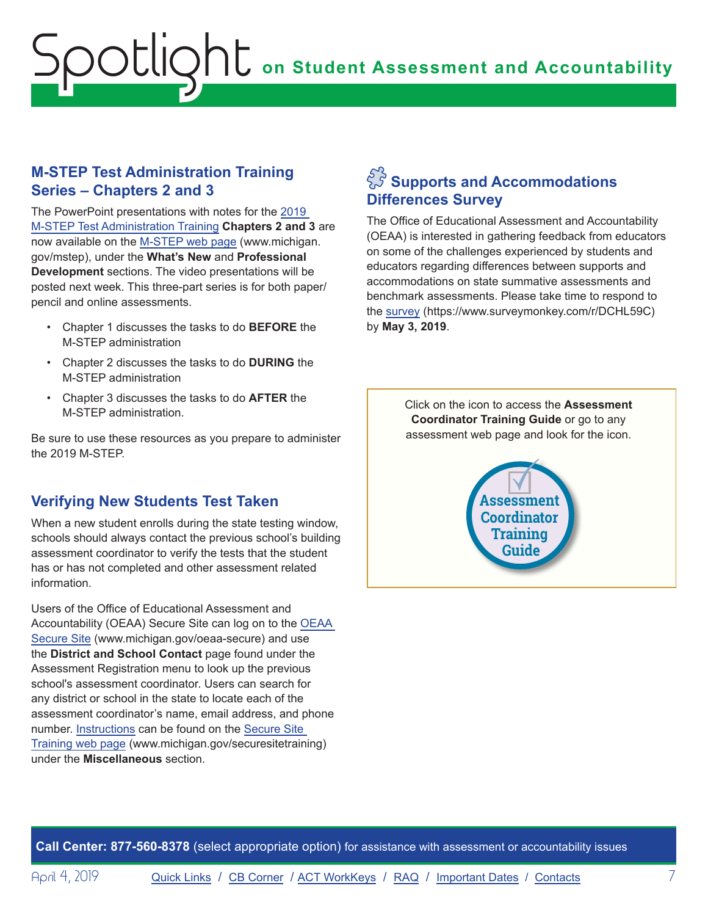## M-STEP Test Administration Training Series – Chapters 2 and 3

The PowerPoint presentations with notes for the 2019 M-STEP Test Administration Training **Chapters 2 and 3** are now available on the M-STEP web page (www.michigan.gov/mstep), under the **What's New** and **Professional Development** sections. The video presentations will be posted next week. This three-part series is for both paper/pencil and online assessments.

- Chapter 1 discusses the tasks to do **BEFORE** the M-STEP administration
- Chapter 2 discusses the tasks to do **DURING** the M-STEP administration
- Chapter 3 discusses the tasks to do **AFTER** the M-STEP administration.

Be sure to use these resources as you prepare to administer the 2019 M-STEP.

## Verifying New Students Test Taken

When a new student enrolls during the state testing window, schools should always contact the previous school's building assessment coordinator to verify the tests that the student has or has not completed and other assessment related information.

Users of the Office of Educational Assessment and Accountability (OEAA) Secure Site can log on to the OEAA Secure Site (www.michigan.gov/oeaa-secure) and use the **District and School Contact** page found under the Assessment Registration menu to look up the previous school's assessment coordinator. Users can search for any district or school in the state to locate each of the assessment coordinator's name, email address, and phone number. Instructions can be found on the Secure Site Training web page (www.michigan.gov/securesitetraining) under the **Miscellaneous** section.

## Supports and Accommodations Differences Survey

The Office of Educational Assessment and Accountability (OEAA) is interested in gathering feedback from educators on some of the challenges experienced by students and educators regarding differences between supports and accommodations on state summative assessments and benchmark assessments. Please take time to respond to the survey (https://www.surveymonkey.com/r/DCHL59C) by **May 3, 2019**.

Click on the icon to access the **Assessment Coordinator Training Guide** or go to any assessment web page and look for the icon.

Assessment Coordinator Training Guide

**Call Center: 877-560-8378** (select appropriate option) for assistance with assessment or accountability issues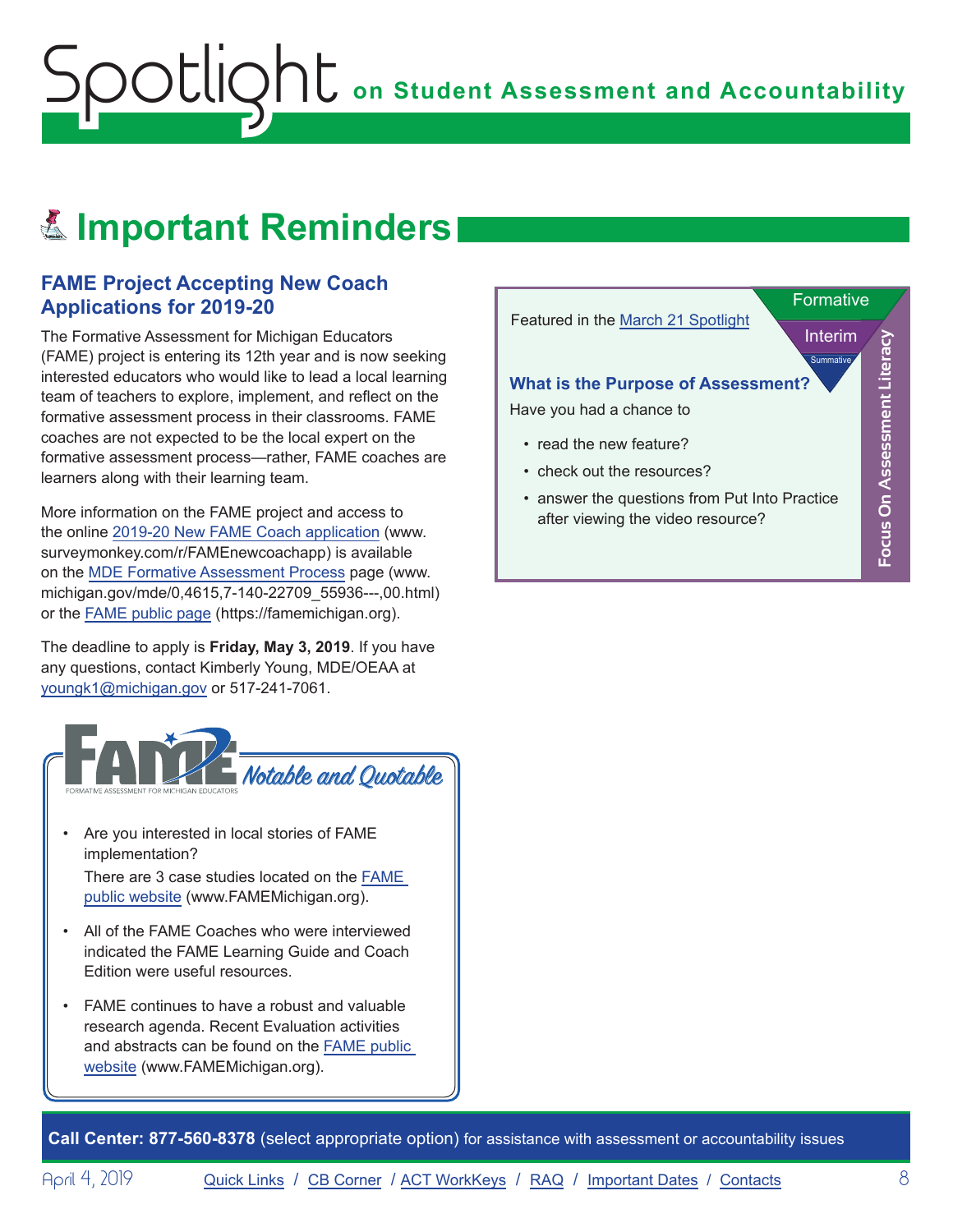# Important Reminders

## FAME Project Accepting New Coach Applications for 2019-20

The Formative Assessment for Michigan Educators (FAME) project is entering its 12th year and is now seeking interested educators who would like to lead a local learning team of teachers to explore, implement, and reflect on the formative assessment process in their classrooms. FAME coaches are not expected to be the local expert on the formative assessment process—rather, FAME coaches are learners along with their learning team.

More information on the FAME project and access to the online 2019-20 New FAME Coach application (www.surveymonkey.com/r/FAMEnewcoachapp) is available on the MDE Formative Assessment Process page (www.michigan.gov/mde/0,4615,7-140-22709_55936---,00.html) or the FAME public page (https://famemichigan.org).

The deadline to apply is **Friday, May 3, 2019**. If you have any questions, contact Kimberly Young, MDE/OEAA at youngk1@michigan.gov or 517-241-7061.

### FAME Notable and Quotable

FORMATIVE ASSESSMENT FOR MICHIGAN EDUCATORS

- Are you interested in local stories of FAME implementation?
  There are 3 case studies located on the FAME public website (www.FAMEMichigan.org).
- All of the FAME Coaches who were interviewed indicated the FAME Learning Guide and Coach Edition were useful resources.
- FAME continues to have a robust and valuable research agenda. Recent Evaluation activities and abstracts can be found on the FAME public website (www.FAMEMichigan.org).

### Focus On Assessment Literacy

Formative / Interim / Summative

Featured in the March 21 Spotlight

**What is the Purpose of Assessment?**

Have you had a chance to

- read the new feature?
- check out the resources?
- answer the questions from Put Into Practice after viewing the video resource?

**Call Center: 877-560-8378** (select appropriate option) for assistance with assessment or accountability issues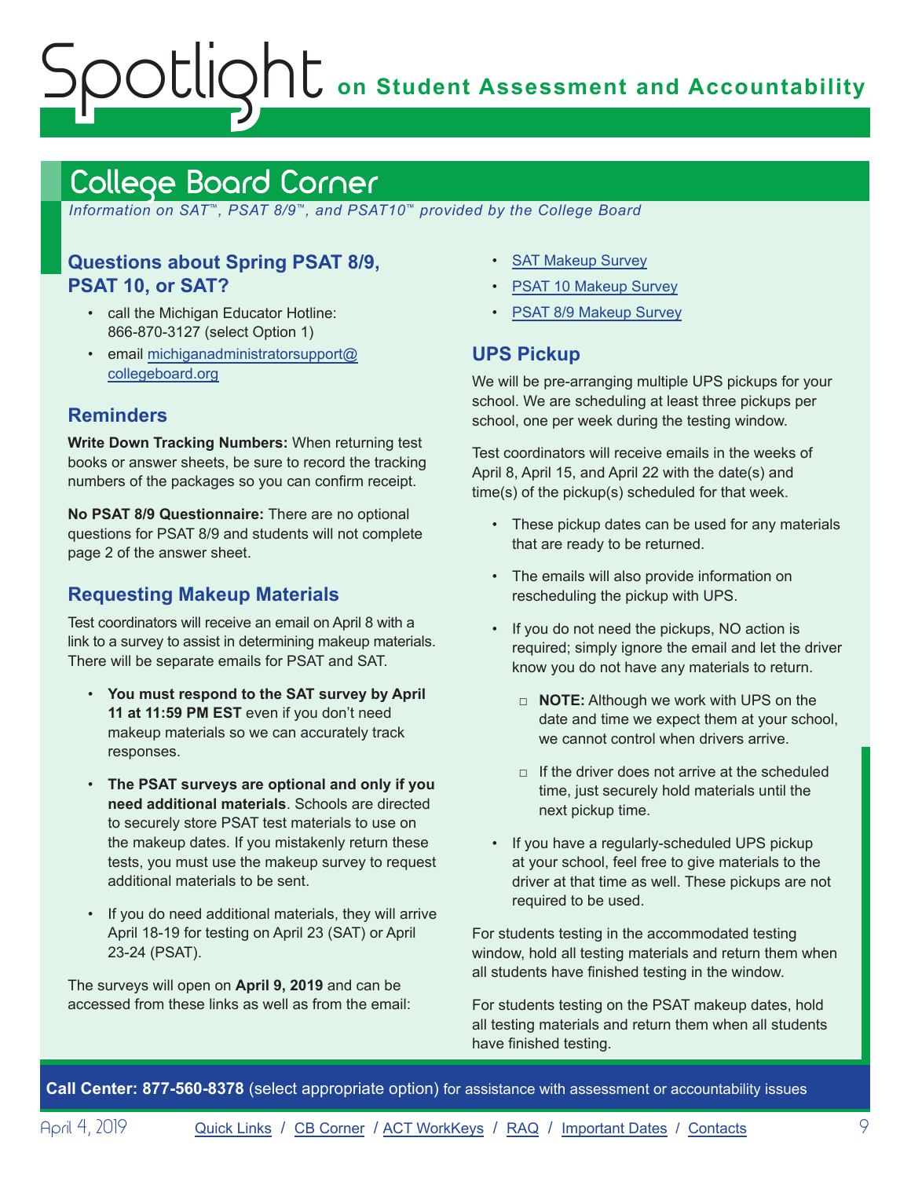## College Board Corner

*Information on SAT™, PSAT 8/9™, and PSAT10™ provided by the College Board*

### Questions about Spring PSAT 8/9, PSAT 10, or SAT?

- call the Michigan Educator Hotline: 866-870-3127 (select Option 1)
- email michiganadministratorsupport@collegeboard.org

### Reminders

**Write Down Tracking Numbers:** When returning test books or answer sheets, be sure to record the tracking numbers of the packages so you can confirm receipt.

**No PSAT 8/9 Questionnaire:** There are no optional questions for PSAT 8/9 and students will not complete page 2 of the answer sheet.

### Requesting Makeup Materials

Test coordinators will receive an email on April 8 with a link to a survey to assist in determining makeup materials. There will be separate emails for PSAT and SAT.

- **You must respond to the SAT survey by April 11 at 11:59 PM EST** even if you don't need makeup materials so we can accurately track responses.
- **The PSAT surveys are optional and only if you need additional materials**. Schools are directed to securely store PSAT test materials to use on the makeup dates. If you mistakenly return these tests, you must use the makeup survey to request additional materials to be sent.
- If you do need additional materials, they will arrive April 18-19 for testing on April 23 (SAT) or April 23-24 (PSAT).

The surveys will open on **April 9, 2019** and can be accessed from these links as well as from the email:

- SAT Makeup Survey
- PSAT 10 Makeup Survey
- PSAT 8/9 Makeup Survey

### UPS Pickup

We will be pre-arranging multiple UPS pickups for your school. We are scheduling at least three pickups per school, one per week during the testing window.

Test coordinators will receive emails in the weeks of April 8, April 15, and April 22 with the date(s) and time(s) of the pickup(s) scheduled for that week.

- These pickup dates can be used for any materials that are ready to be returned.
- The emails will also provide information on rescheduling the pickup with UPS.
- If you do not need the pickups, NO action is required; simply ignore the email and let the driver know you do not have any materials to return.
  - **NOTE:** Although we work with UPS on the date and time we expect them at your school, we cannot control when drivers arrive.
  - If the driver does not arrive at the scheduled time, just securely hold materials until the next pickup time.
- If you have a regularly-scheduled UPS pickup at your school, feel free to give materials to the driver at that time as well. These pickups are not required to be used.

For students testing in the accommodated testing window, hold all testing materials and return them when all students have finished testing in the window.

For students testing on the PSAT makeup dates, hold all testing materials and return them when all students have finished testing.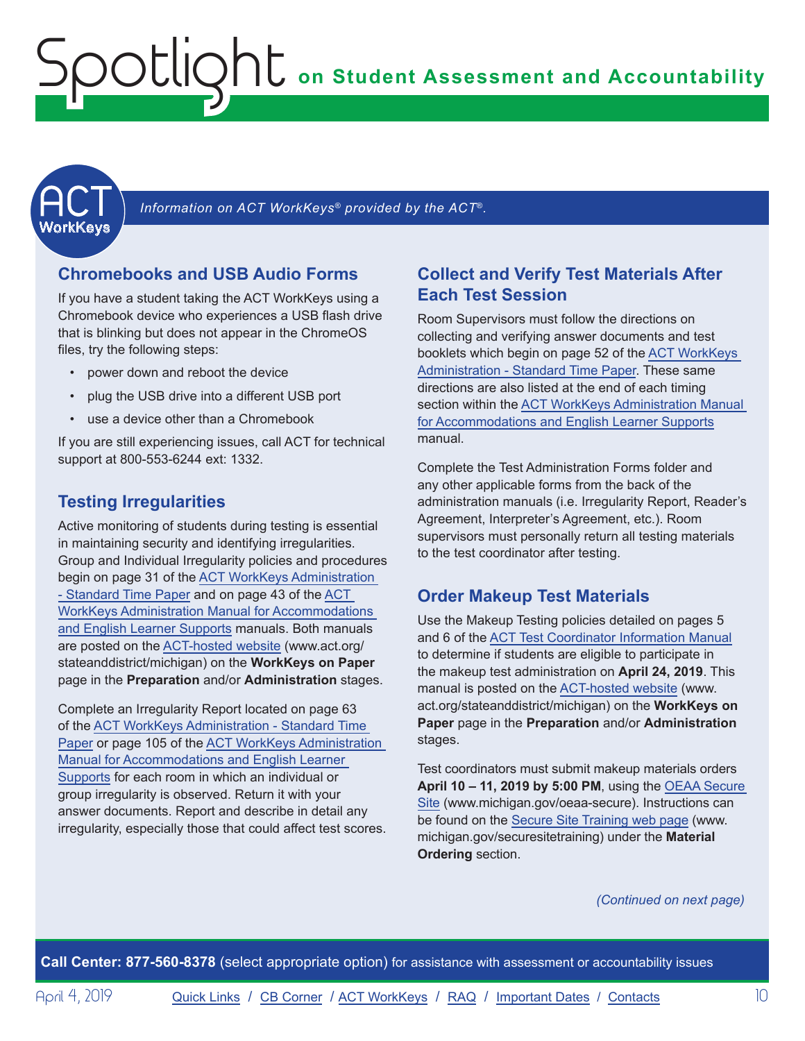*Information on ACT WorkKeys® provided by the ACT®.*

## Chromebooks and USB Audio Forms

If you have a student taking the ACT WorkKeys using a Chromebook device who experiences a USB flash drive that is blinking but does not appear in the ChromeOS files, try the following steps:

- power down and reboot the device
- plug the USB drive into a different USB port
- use a device other than a Chromebook

If you are still experiencing issues, call ACT for technical support at 800-553-6244 ext: 1332.

## Testing Irregularities

Active monitoring of students during testing is essential in maintaining security and identifying irregularities. Group and Individual Irregularity policies and procedures begin on page 31 of the ACT WorkKeys Administration - Standard Time Paper and on page 43 of the ACT WorkKeys Administration Manual for Accommodations and English Learner Supports manuals. Both manuals are posted on the ACT-hosted website (www.act.org/stateanddistrict/michigan) on the **WorkKeys on Paper** page in the **Preparation** and/or **Administration** stages.

Complete an Irregularity Report located on page 63 of the ACT WorkKeys Administration - Standard Time Paper or page 105 of the ACT WorkKeys Administration Manual for Accommodations and English Learner Supports for each room in which an individual or group irregularity is observed. Return it with your answer documents. Report and describe in detail any irregularity, especially those that could affect test scores.

## Collect and Verify Test Materials After Each Test Session

Room Supervisors must follow the directions on collecting and verifying answer documents and test booklets which begin on page 52 of the ACT WorkKeys Administration - Standard Time Paper. These same directions are also listed at the end of each timing section within the ACT WorkKeys Administration Manual for Accommodations and English Learner Supports manual.

Complete the Test Administration Forms folder and any other applicable forms from the back of the administration manuals (i.e. Irregularity Report, Reader's Agreement, Interpreter's Agreement, etc.). Room supervisors must personally return all testing materials to the test coordinator after testing.

## Order Makeup Test Materials

Use the Makeup Testing policies detailed on pages 5 and 6 of the ACT Test Coordinator Information Manual to determine if students are eligible to participate in the makeup test administration on **April 24, 2019**. This manual is posted on the ACT-hosted website (www.act.org/stateanddistrict/michigan) on the **WorkKeys on Paper** page in the **Preparation** and/or **Administration** stages.

Test coordinators must submit makeup materials orders **April 10 – 11, 2019 by 5:00 PM**, using the OEAA Secure Site (www.michigan.gov/oeaa-secure). Instructions can be found on the Secure Site Training web page (www.michigan.gov/securesitetraining) under the **Material Ordering** section.

*(Continued on next page)*

**Call Center: 877-560-8378** (select appropriate option) for assistance with assessment or accountability issues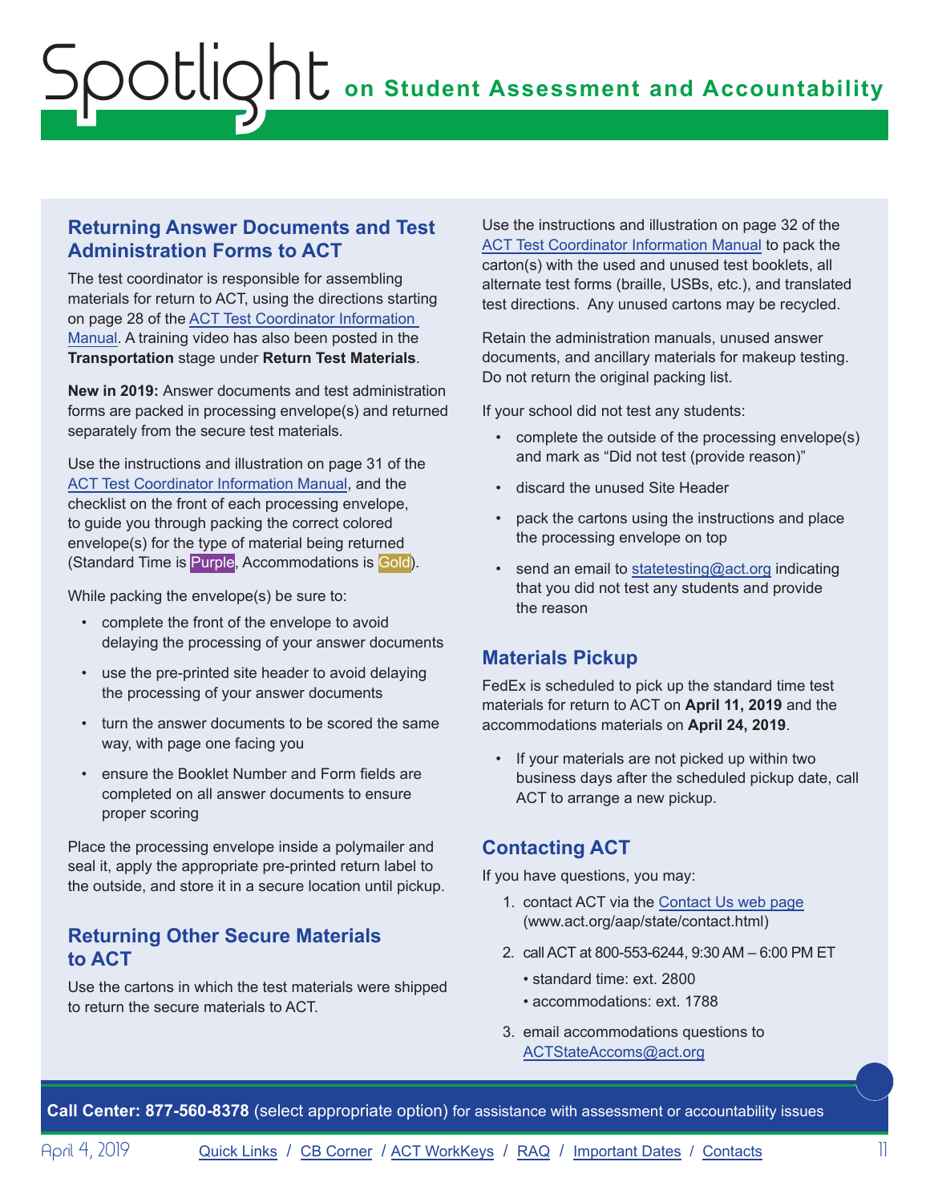## Returning Answer Documents and Test Administration Forms to ACT

The test coordinator is responsible for assembling materials for return to ACT, using the directions starting on page 28 of the ACT Test Coordinator Information Manual. A training video has also been posted in the **Transportation** stage under **Return Test Materials**.

**New in 2019:** Answer documents and test administration forms are packed in processing envelope(s) and returned separately from the secure test materials.

Use the instructions and illustration on page 31 of the ACT Test Coordinator Information Manual, and the checklist on the front of each processing envelope, to guide you through packing the correct colored envelope(s) for the type of material being returned (Standard Time is Purple, Accommodations is Gold).

While packing the envelope(s) be sure to:

- complete the front of the envelope to avoid delaying the processing of your answer documents
- use the pre-printed site header to avoid delaying the processing of your answer documents
- turn the answer documents to be scored the same way, with page one facing you
- ensure the Booklet Number and Form fields are completed on all answer documents to ensure proper scoring

Place the processing envelope inside a polymailer and seal it, apply the appropriate pre-printed return label to the outside, and store it in a secure location until pickup.

## Returning Other Secure Materials to ACT

Use the cartons in which the test materials were shipped to return the secure materials to ACT.

Use the instructions and illustration on page 32 of the ACT Test Coordinator Information Manual to pack the carton(s) with the used and unused test booklets, all alternate test forms (braille, USBs, etc.), and translated test directions. Any unused cartons may be recycled.

Retain the administration manuals, unused answer documents, and ancillary materials for makeup testing. Do not return the original packing list.

If your school did not test any students:

- complete the outside of the processing envelope(s) and mark as "Did not test (provide reason)"
- discard the unused Site Header
- pack the cartons using the instructions and place the processing envelope on top
- send an email to statetesting@act.org indicating that you did not test any students and provide the reason

## Materials Pickup

FedEx is scheduled to pick up the standard time test materials for return to ACT on **April 11, 2019** and the accommodations materials on **April 24, 2019**.

- If your materials are not picked up within two business days after the scheduled pickup date, call ACT to arrange a new pickup.

## Contacting ACT

If you have questions, you may:

1. contact ACT via the Contact Us web page (www.act.org/aap/state/contact.html)
2. call ACT at 800-553-6244, 9:30 AM – 6:00 PM ET
   - standard time: ext. 2800
   - accommodations: ext. 1788
3. email accommodations questions to ACTStateAccoms@act.org

**Call Center: 877-560-8378** (select appropriate option) for assistance with assessment or accountability issues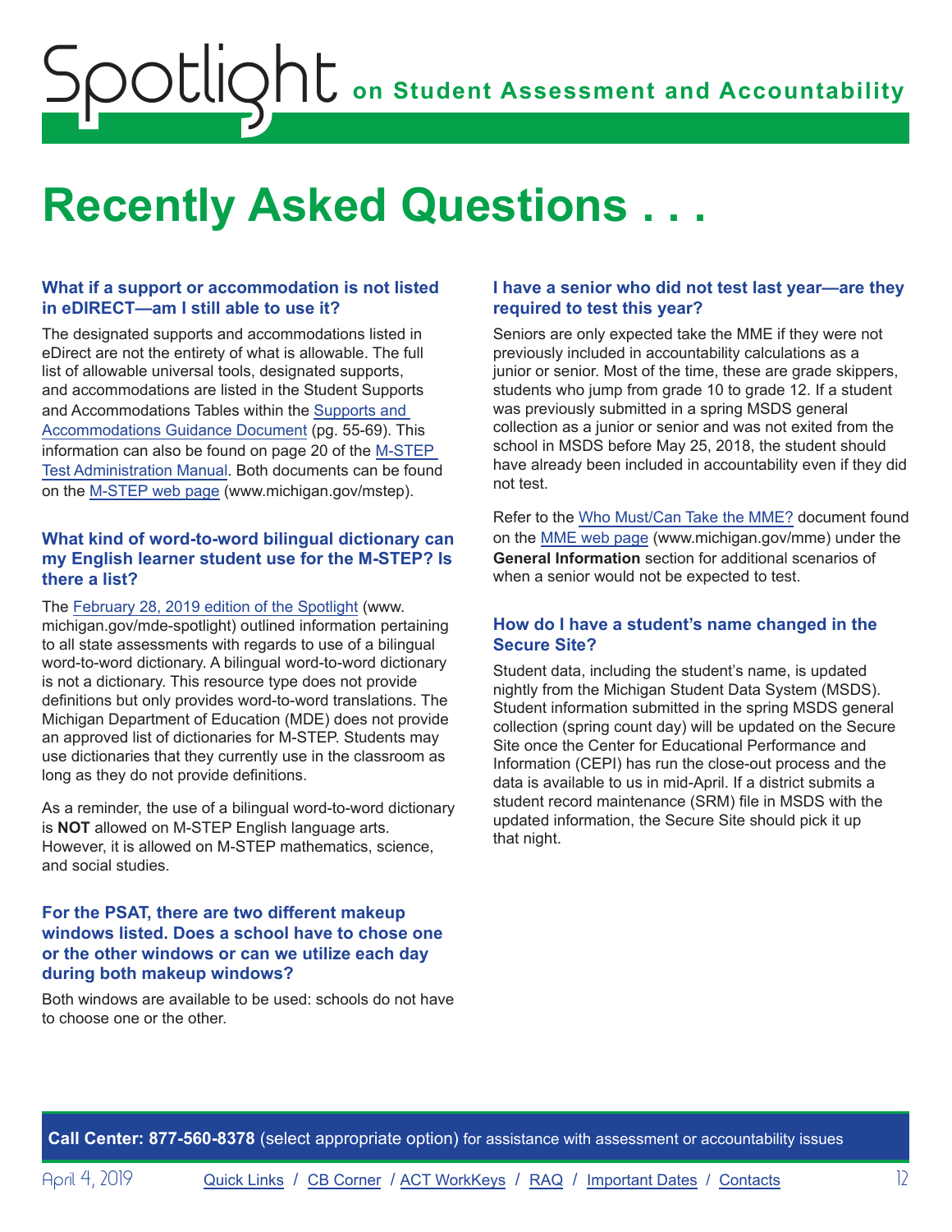# Recently Asked Questions . . .

### What if a support or accommodation is not listed in eDIRECT—am I still able to use it?

The designated supports and accommodations listed in eDirect are not the entirety of what is allowable. The full list of allowable universal tools, designated supports, and accommodations are listed in the Student Supports and Accommodations Tables within the Supports and Accommodations Guidance Document (pg. 55-69). This information can also be found on page 20 of the M-STEP Test Administration Manual. Both documents can be found on the M-STEP web page (www.michigan.gov/mstep).

### What kind of word-to-word bilingual dictionary can my English learner student use for the M-STEP? Is there a list?

The February 28, 2019 edition of the Spotlight (www.michigan.gov/mde-spotlight) outlined information pertaining to all state assessments with regards to use of a bilingual word-to-word dictionary. A bilingual word-to-word dictionary is not a dictionary. This resource type does not provide definitions but only provides word-to-word translations. The Michigan Department of Education (MDE) does not provide an approved list of dictionaries for M-STEP. Students may use dictionaries that they currently use in the classroom as long as they do not provide definitions.

As a reminder, the use of a bilingual word-to-word dictionary is **NOT** allowed on M-STEP English language arts. However, it is allowed on M-STEP mathematics, science, and social studies.

### For the PSAT, there are two different makeup windows listed. Does a school have to chose one or the other windows or can we utilize each day during both makeup windows?

Both windows are available to be used: schools do not have to choose one or the other.

### I have a senior who did not test last year—are they required to test this year?

Seniors are only expected take the MME if they were not previously included in accountability calculations as a junior or senior. Most of the time, these are grade skippers, students who jump from grade 10 to grade 12. If a student was previously submitted in a spring MSDS general collection as a junior or senior and was not exited from the school in MSDS before May 25, 2018, the student should have already been included in accountability even if they did not test.

Refer to the Who Must/Can Take the MME? document found on the MME web page (www.michigan.gov/mme) under the **General Information** section for additional scenarios of when a senior would not be expected to test.

### How do I have a student's name changed in the Secure Site?

Student data, including the student's name, is updated nightly from the Michigan Student Data System (MSDS). Student information submitted in the spring MSDS general collection (spring count day) will be updated on the Secure Site once the Center for Educational Performance and Information (CEPI) has run the close-out process and the data is available to us in mid-April. If a district submits a student record maintenance (SRM) file in MSDS with the updated information, the Secure Site should pick it up that night.

**Call Center: 877-560-8378** (select appropriate option) for assistance with assessment or accountability issues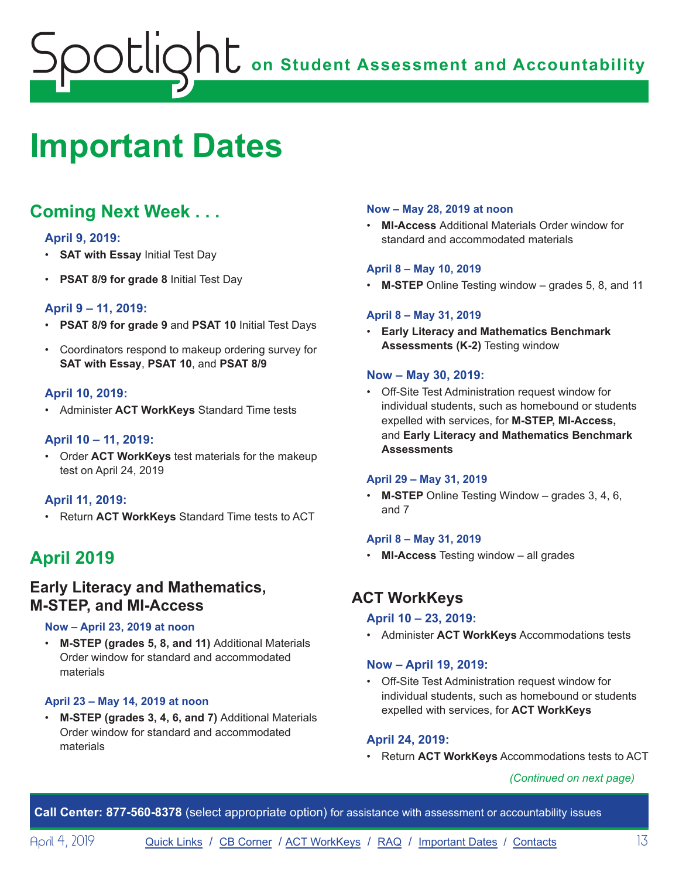# Important Dates

## Coming Next Week . . .

### April 9, 2019:

- **SAT with Essay** Initial Test Day
- **PSAT 8/9 for grade 8** Initial Test Day

### April 9 – 11, 2019:

- **PSAT 8/9 for grade 9** and **PSAT 10** Initial Test Days
- Coordinators respond to makeup ordering survey for **SAT with Essay**, **PSAT 10**, and **PSAT 8/9**

### April 10, 2019:

- Administer **ACT WorkKeys** Standard Time tests

### April 10 – 11, 2019:

- Order **ACT WorkKeys** test materials for the makeup test on April 24, 2019

### April 11, 2019:

- Return **ACT WorkKeys** Standard Time tests to ACT

## April 2019

### Early Literacy and Mathematics, M-STEP, and MI-Access

#### Now – April 23, 2019 at noon

- **M-STEP (grades 5, 8, and 11)** Additional Materials Order window for standard and accommodated materials

#### April 23 – May 14, 2019 at noon

- **M-STEP (grades 3, 4, 6, and 7)** Additional Materials Order window for standard and accommodated materials

#### Now – May 28, 2019 at noon

- **MI-Access** Additional Materials Order window for standard and accommodated materials

#### April 8 – May 10, 2019

- **M-STEP** Online Testing window – grades 5, 8, and 11

#### April 8 – May 31, 2019

- **Early Literacy and Mathematics Benchmark Assessments (K-2)** Testing window

#### Now – May 30, 2019:

- Off-Site Test Administration request window for individual students, such as homebound or students expelled with services, for **M-STEP, MI-Access,** and **Early Literacy and Mathematics Benchmark Assessments**

#### April 29 – May 31, 2019

- **M-STEP** Online Testing Window – grades 3, 4, 6, and 7

#### April 8 – May 31, 2019

- **MI-Access** Testing window – all grades

### ACT WorkKeys

#### April 10 – 23, 2019:

- Administer **ACT WorkKeys** Accommodations tests

#### Now – April 19, 2019:

- Off-Site Test Administration request window for individual students, such as homebound or students expelled with services, for **ACT WorkKeys**

#### April 24, 2019:

- Return **ACT WorkKeys** Accommodations tests to ACT

*(Continued on next page)*

**Call Center: 877-560-8378** (select appropriate option) for assistance with assessment or accountability issues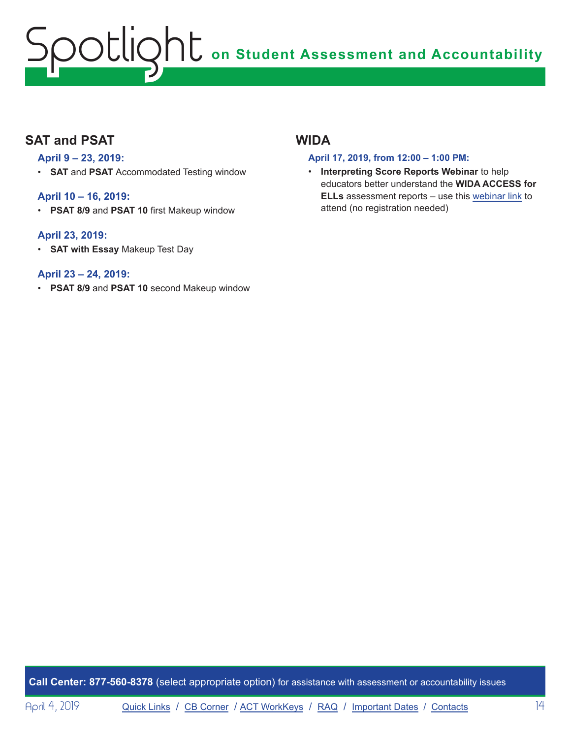## SAT and PSAT

**April 9 – 23, 2019:**

- **SAT** and **PSAT** Accommodated Testing window

**April 10 – 16, 2019:**

- **PSAT 8/9** and **PSAT 10** first Makeup window

**April 23, 2019:**

- **SAT with Essay** Makeup Test Day

**April 23 – 24, 2019:**

- **PSAT 8/9** and **PSAT 10** second Makeup window

## WIDA

**April 17, 2019, from 12:00 – 1:00 PM:**

- **Interpreting Score Reports Webinar** to help educators better understand the **WIDA ACCESS for ELLs** assessment reports – use this webinar link to attend (no registration needed)

**Call Center: 877-560-8378** (select appropriate option) for assistance with assessment or accountability issues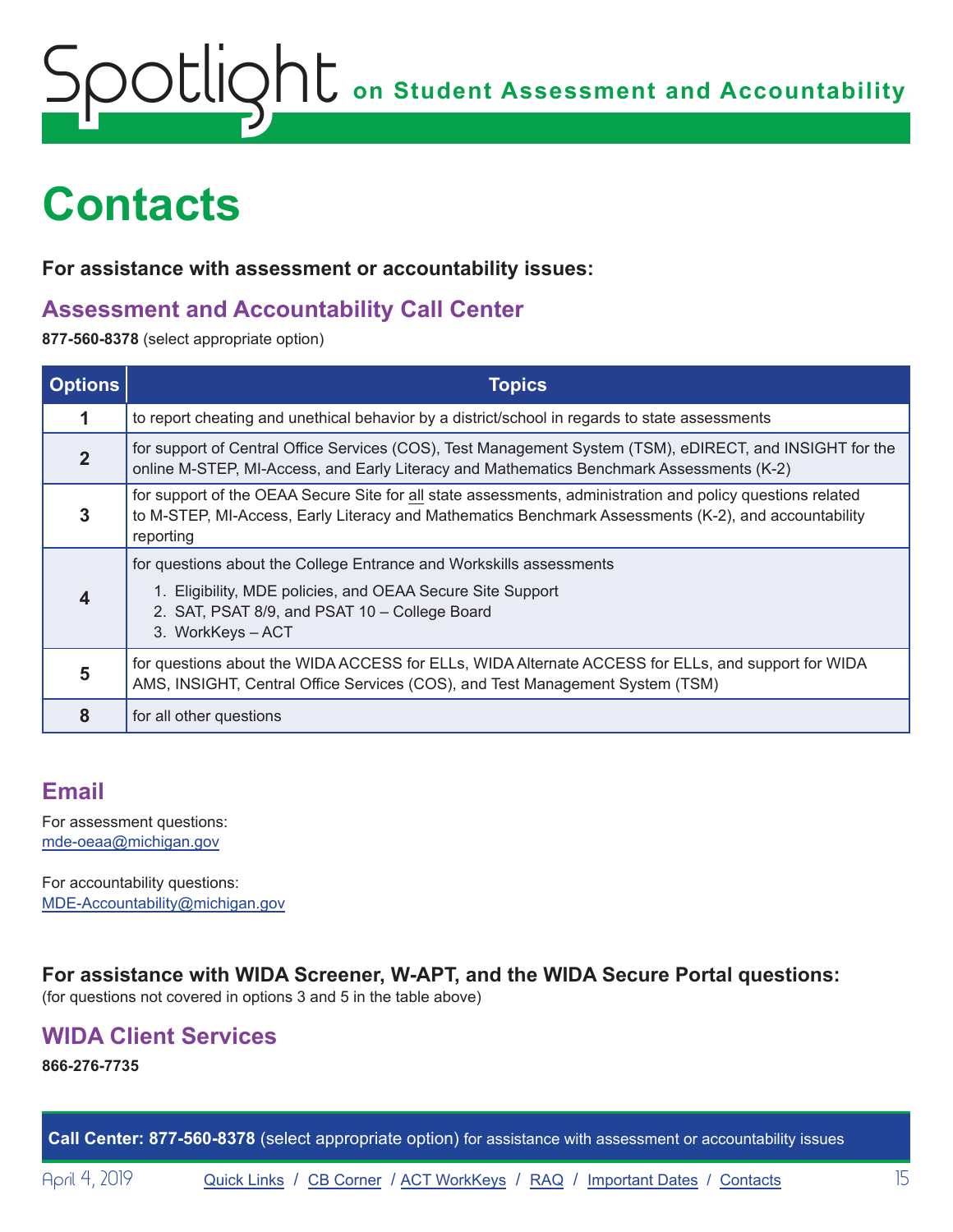# Contacts

**For assistance with assessment or accountability issues:**

## Assessment and Accountability Call Center

**877-560-8378** (select appropriate option)

| Options | Topics |
|---|---|
| **1** | to report cheating and unethical behavior by a district/school in regards to state assessments |
| **2** | for support of Central Office Services (COS), Test Management System (TSM), eDIRECT, and INSIGHT for the online M-STEP, MI-Access, and Early Literacy and Mathematics Benchmark Assessments (K-2) |
| **3** | for support of the OEAA Secure Site for all state assessments, administration and policy questions related to M-STEP, MI-Access, Early Literacy and Mathematics Benchmark Assessments (K-2), and accountability reporting |
| **4** | for questions about the College Entrance and Workskills assessments<br>1. Eligibility, MDE policies, and OEAA Secure Site Support<br>2. SAT, PSAT 8/9, and PSAT 10 – College Board<br>3. WorkKeys – ACT |
| **5** | for questions about the WIDA ACCESS for ELLs, WIDA Alternate ACCESS for ELLs, and support for WIDA AMS, INSIGHT, Central Office Services (COS), and Test Management System (TSM) |
| **8** | for all other questions |

## Email

For assessment questions:
mde-oeaa@michigan.gov

For accountability questions:
MDE-Accountability@michigan.gov

**For assistance with WIDA Screener, W-APT, and the WIDA Secure Portal questions:**
(for questions not covered in options 3 and 5 in the table above)

## WIDA Client Services

**866-276-7735**